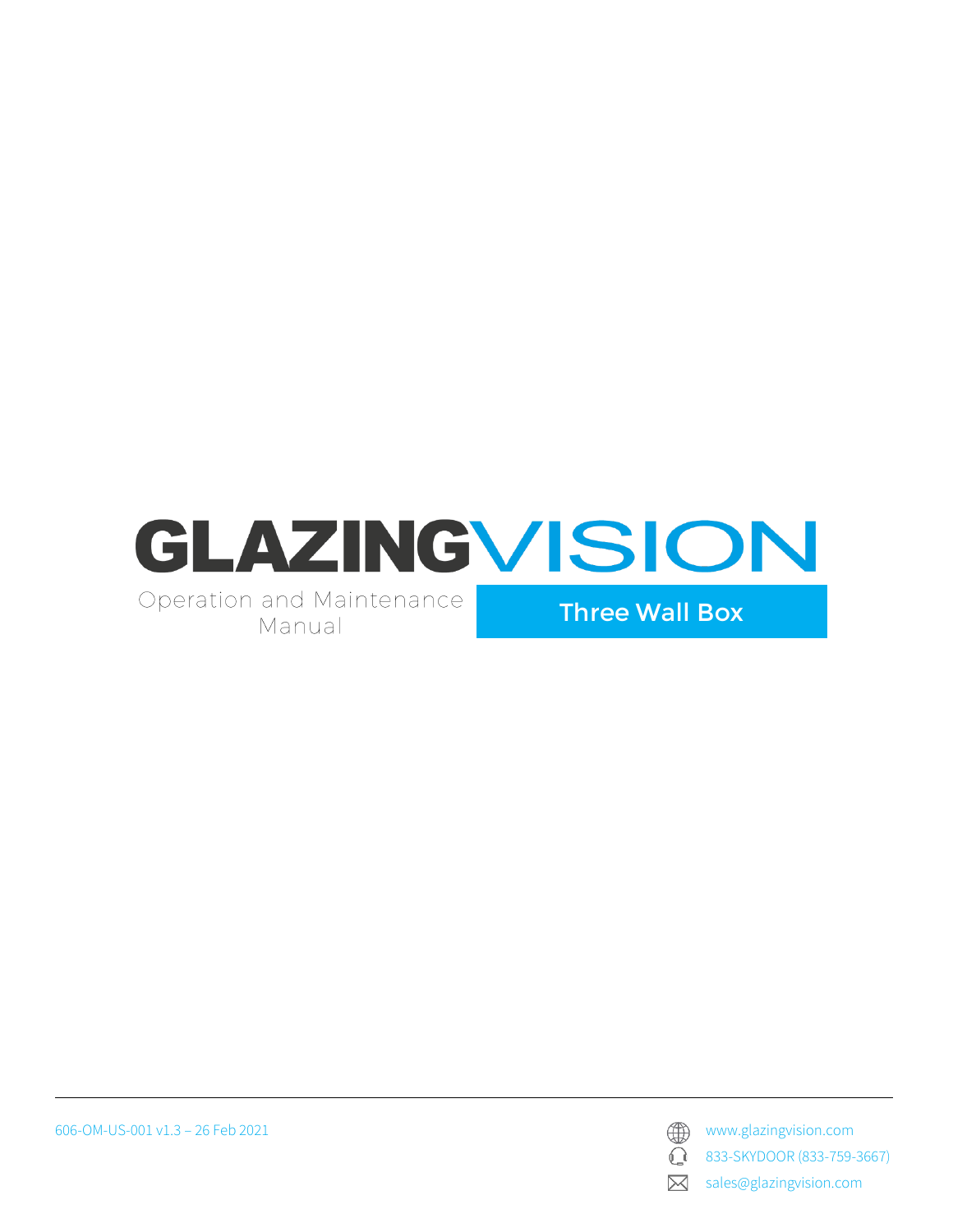# GLAZINGVISION

Operation and Maintenance Manual

## Three Wall Box

606-OM-US-001 v1.3 – 26 Feb 2021

www.glazingvision.com

833-SKYDOOR (833-759-3667)

sales@glazingvision.com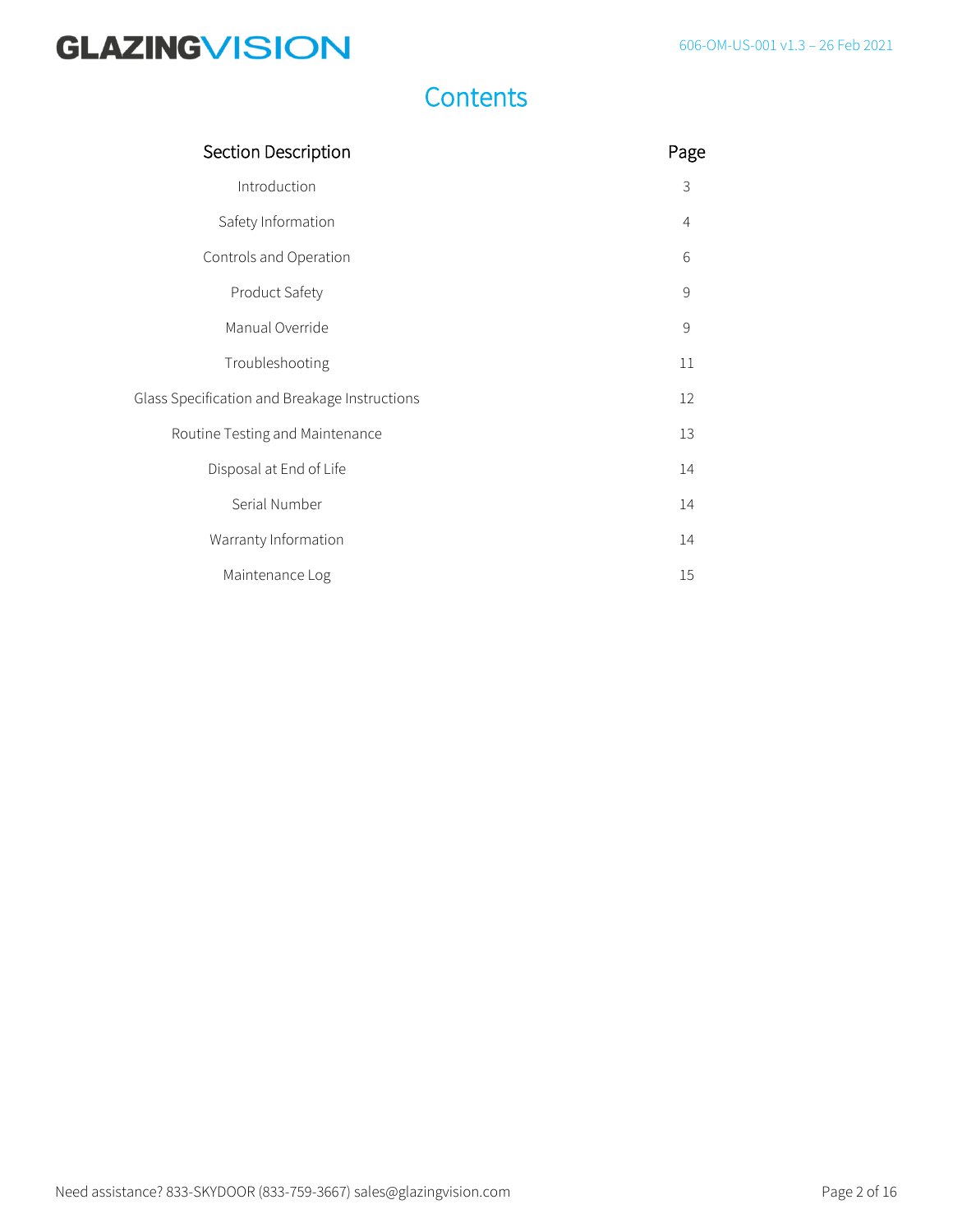# Contents

| Section Description | Page |
| --- | --- |
| Introduction | 3 |
| Safety Information | 4 |
| Controls and Operation | 6 |
| Product Safety | 9 |
| Manual Override | 9 |
| Troubleshooting | 11 |
| Glass Specification and Breakage Instructions | 12 |
| Routine Testing and Maintenance | 13 |
| Disposal at End of Life | 14 |
| Serial Number | 14 |
| Warranty Information | 14 |
| Maintenance Log | 15 |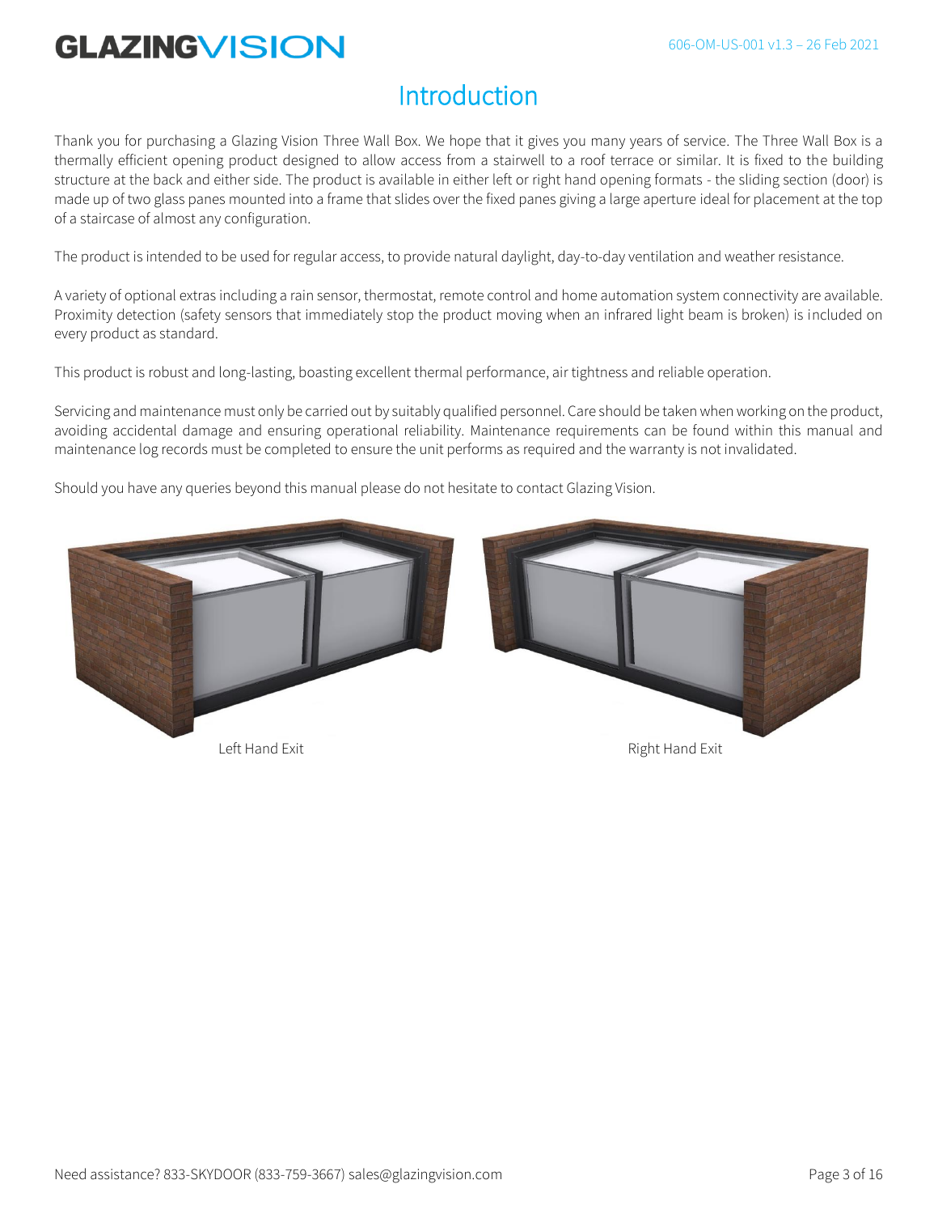# Introduction

Thank you for purchasing a Glazing Vision Three Wall Box. We hope that it gives you many years of service. The Three Wall Box is a thermally efficient opening product designed to allow access from a stairwell to a roof terrace or similar. It is fixed to the building structure at the back and either side. The product is available in either left or right hand opening formats - the sliding section (door) is made up of two glass panes mounted into a frame that slides over the fixed panes giving a large aperture ideal for placement at the top of a staircase of almost any configuration.

The product is intended to be used for regular access, to provide natural daylight, day-to-day ventilation and weather resistance.

A variety of optional extras including a rain sensor, thermostat, remote control and home automation system connectivity are available. Proximity detection (safety sensors that immediately stop the product moving when an infrared light beam is broken) is included on every product as standard.

This product is robust and long-lasting, boasting excellent thermal performance, air tightness and reliable operation.

Servicing and maintenance must only be carried out by suitably qualified personnel. Care should be taken when working on the product, avoiding accidental damage and ensuring operational reliability. Maintenance requirements can be found within this manual and maintenance log records must be completed to ensure the unit performs as required and the warranty is not invalidated.

Should you have any queries beyond this manual please do not hesitate to contact Glazing Vision.

Left Hand Exit

Right Hand Exit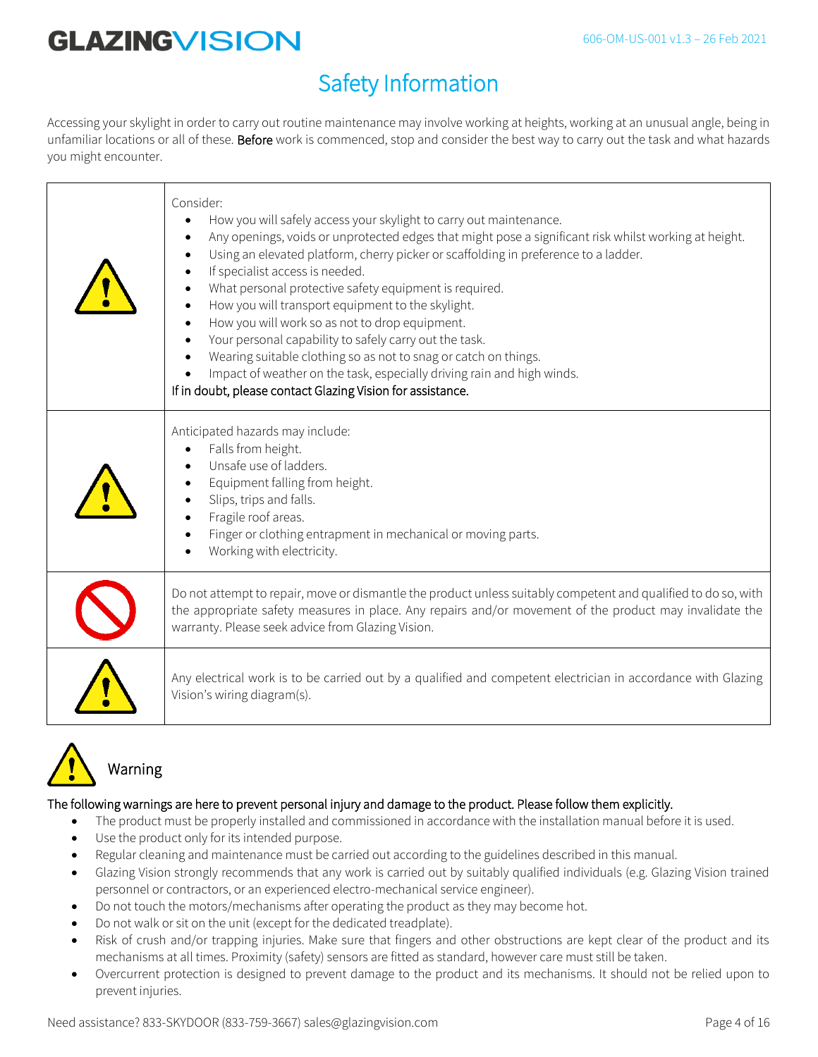# Safety Information

Accessing your skylight in order to carry out routine maintenance may involve working at heights, working at an unusual angle, being in unfamiliar locations or all of these. **Before** work is commenced, stop and consider the best way to carry out the task and what hazards you might encounter.

| | |
|---|---|
| ⚠ | Consider:<br>• How you will safely access your skylight to carry out maintenance.<br>• Any openings, voids or unprotected edges that might pose a significant risk whilst working at height.<br>• Using an elevated platform, cherry picker or scaffolding in preference to a ladder.<br>• If specialist access is needed.<br>• What personal protective safety equipment is required.<br>• How you will transport equipment to the skylight.<br>• How you will work so as not to drop equipment.<br>• Your personal capability to safely carry out the task.<br>• Wearing suitable clothing so as not to snag or catch on things.<br>• Impact of weather on the task, especially driving rain and high winds.<br>**If in doubt, please contact Glazing Vision for assistance.** |
| ⚠ | Anticipated hazards may include:<br>• Falls from height.<br>• Unsafe use of ladders.<br>• Equipment falling from height.<br>• Slips, trips and falls.<br>• Fragile roof areas.<br>• Finger or clothing entrapment in mechanical or moving parts.<br>• Working with electricity. |
| 🛇 | Do not attempt to repair, move or dismantle the product unless suitably competent and qualified to do so, with the appropriate safety measures in place. Any repairs and/or movement of the product may invalidate the warranty. Please seek advice from Glazing Vision. |
| ⚠ | Any electrical work is to be carried out by a qualified and competent electrician in accordance with Glazing Vision's wiring diagram(s). |

## Warning

**The following warnings are here to prevent personal injury and damage to the product. Please follow them explicitly.**

- The product must be properly installed and commissioned in accordance with the installation manual before it is used.
- Use the product only for its intended purpose.
- Regular cleaning and maintenance must be carried out according to the guidelines described in this manual.
- Glazing Vision strongly recommends that any work is carried out by suitably qualified individuals (e.g. Glazing Vision trained personnel or contractors, or an experienced electro-mechanical service engineer).
- Do not touch the motors/mechanisms after operating the product as they may become hot.
- Do not walk or sit on the unit (except for the dedicated treadplate).
- Risk of crush and/or trapping injuries. Make sure that fingers and other obstructions are kept clear of the product and its mechanisms at all times. Proximity (safety) sensors are fitted as standard, however care must still be taken.
- Overcurrent protection is designed to prevent damage to the product and its mechanisms. It should not be relied upon to prevent injuries.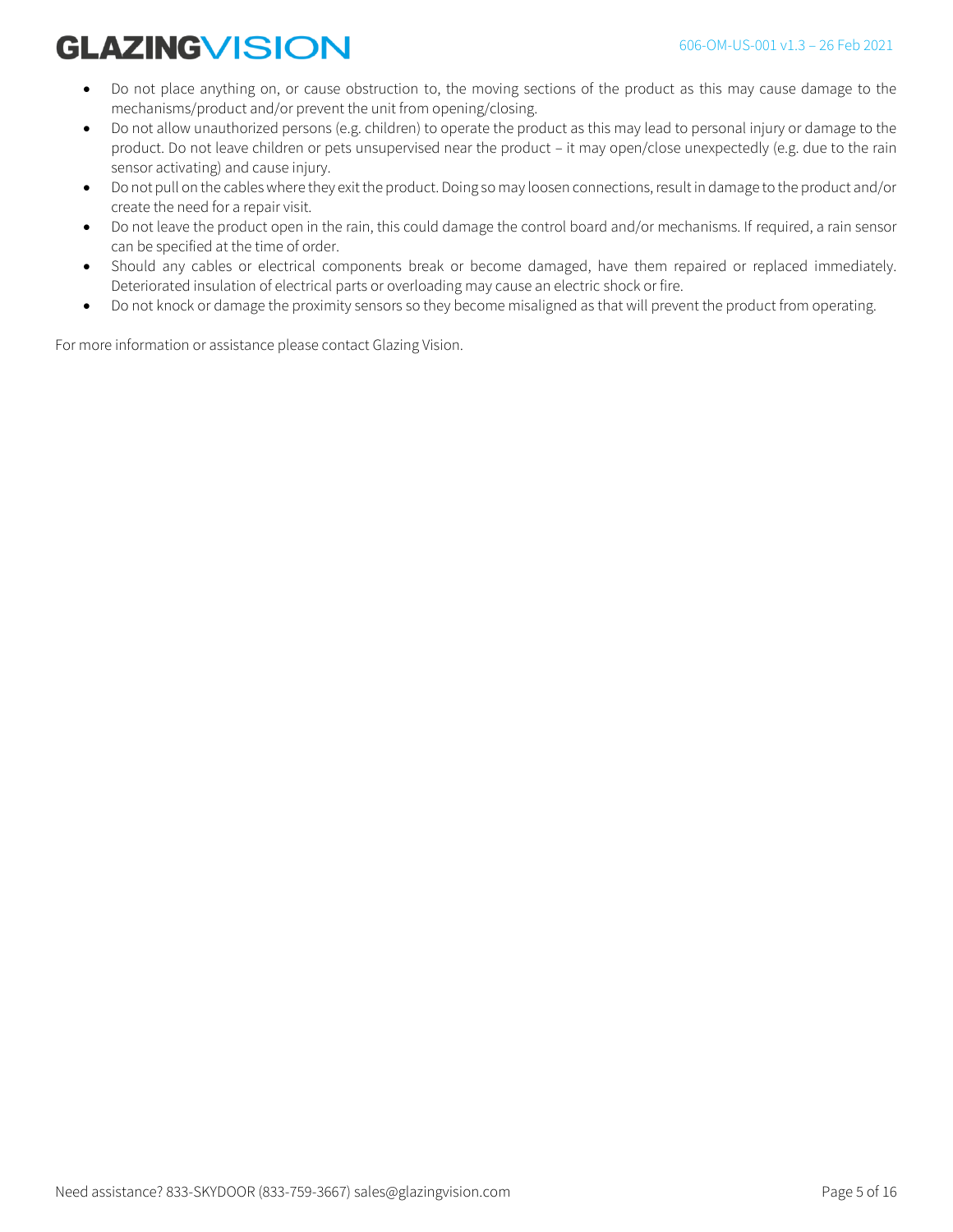- Do not place anything on, or cause obstruction to, the moving sections of the product as this may cause damage to the mechanisms/product and/or prevent the unit from opening/closing.
- Do not allow unauthorized persons (e.g. children) to operate the product as this may lead to personal injury or damage to the product. Do not leave children or pets unsupervised near the product – it may open/close unexpectedly (e.g. due to the rain sensor activating) and cause injury.
- Do not pull on the cables where they exit the product. Doing so may loosen connections, result in damage to the product and/or create the need for a repair visit.
- Do not leave the product open in the rain, this could damage the control board and/or mechanisms. If required, a rain sensor can be specified at the time of order.
- Should any cables or electrical components break or become damaged, have them repaired or replaced immediately. Deteriorated insulation of electrical parts or overloading may cause an electric shock or fire.
- Do not knock or damage the proximity sensors so they become misaligned as that will prevent the product from operating.

For more information or assistance please contact Glazing Vision.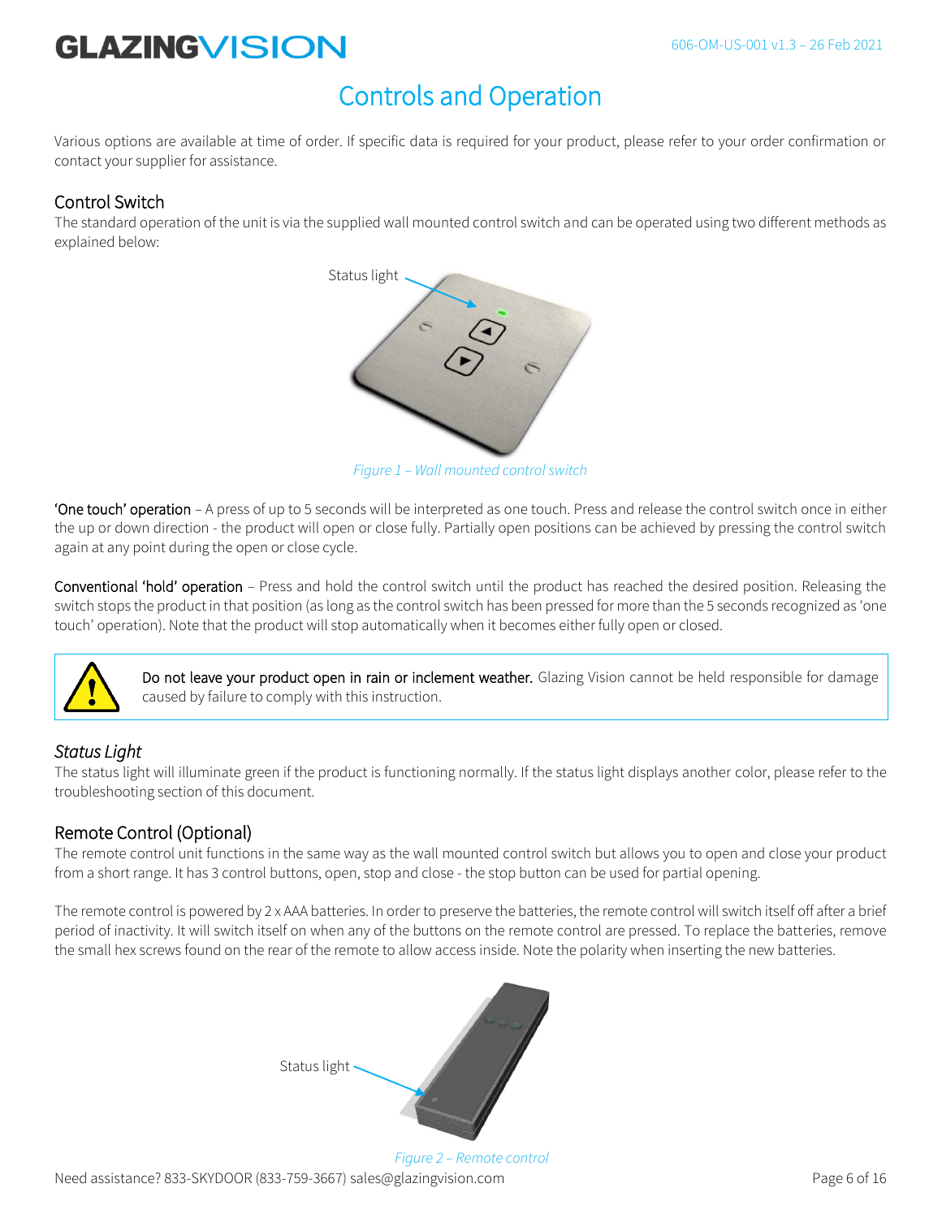# Controls and Operation

Various options are available at time of order. If specific data is required for your product, please refer to your order confirmation or contact your supplier for assistance.

## Control Switch

The standard operation of the unit is via the supplied wall mounted control switch and can be operated using two different methods as explained below:

Status light

*Figure 1 – Wall mounted control switch*

**'One touch' operation** – A press of up to 5 seconds will be interpreted as one touch. Press and release the control switch once in either the up or down direction - the product will open or close fully. Partially open positions can be achieved by pressing the control switch again at any point during the open or close cycle.

**Conventional 'hold' operation** – Press and hold the control switch until the product has reached the desired position. Releasing the switch stops the product in that position (as long as the control switch has been pressed for more than the 5 seconds recognized as 'one touch' operation). Note that the product will stop automatically when it becomes either fully open or closed.

> **Do not leave your product open in rain or inclement weather.** Glazing Vision cannot be held responsible for damage caused by failure to comply with this instruction.

### *Status Light*

The status light will illuminate green if the product is functioning normally. If the status light displays another color, please refer to the troubleshooting section of this document.

## Remote Control (Optional)

The remote control unit functions in the same way as the wall mounted control switch but allows you to open and close your product from a short range. It has 3 control buttons, open, stop and close - the stop button can be used for partial opening.

The remote control is powered by 2 x AAA batteries. In order to preserve the batteries, the remote control will switch itself off after a brief period of inactivity. It will switch itself on when any of the buttons on the remote control are pressed. To replace the batteries, remove the small hex screws found on the rear of the remote to allow access inside. Note the polarity when inserting the new batteries.

Status light

*Figure 2 – Remote control*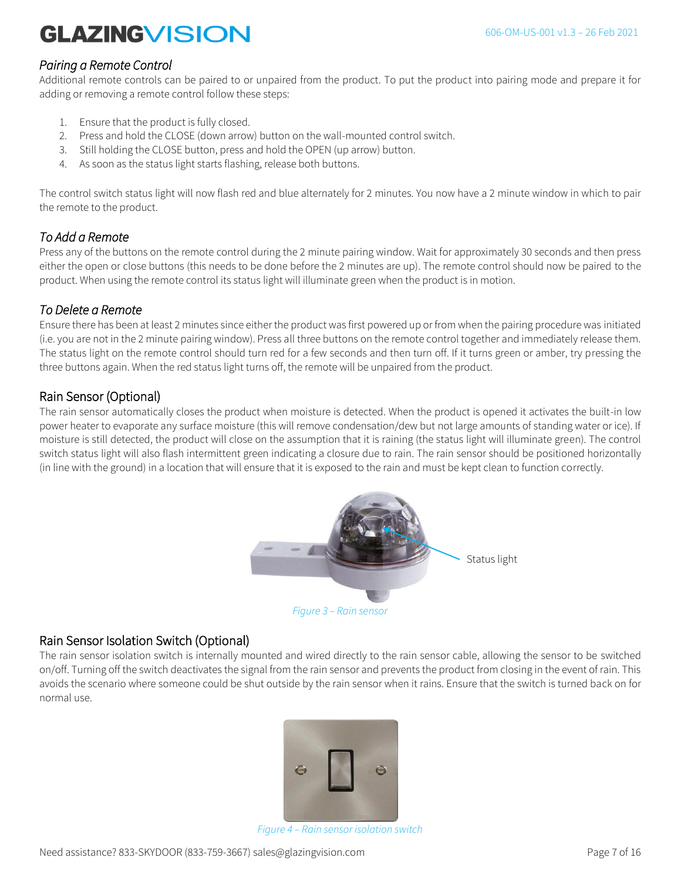### *Pairing a Remote Control*

Additional remote controls can be paired to or unpaired from the product. To put the product into pairing mode and prepare it for adding or removing a remote control follow these steps:

1. Ensure that the product is fully closed.
2. Press and hold the CLOSE (down arrow) button on the wall-mounted control switch.
3. Still holding the CLOSE button, press and hold the OPEN (up arrow) button.
4. As soon as the status light starts flashing, release both buttons.

The control switch status light will now flash red and blue alternately for 2 minutes. You now have a 2 minute window in which to pair the remote to the product.

### *To Add a Remote*

Press any of the buttons on the remote control during the 2 minute pairing window. Wait for approximately 30 seconds and then press either the open or close buttons (this needs to be done before the 2 minutes are up). The remote control should now be paired to the product. When using the remote control its status light will illuminate green when the product is in motion.

### *To Delete a Remote*

Ensure there has been at least 2 minutes since either the product was first powered up or from when the pairing procedure was initiated (i.e. you are not in the 2 minute pairing window). Press all three buttons on the remote control together and immediately release them. The status light on the remote control should turn red for a few seconds and then turn off. If it turns green or amber, try pressing the three buttons again. When the red status light turns off, the remote will be unpaired from the product.

## Rain Sensor (Optional)

The rain sensor automatically closes the product when moisture is detected. When the product is opened it activates the built-in low power heater to evaporate any surface moisture (this will remove condensation/dew but not large amounts of standing water or ice). If moisture is still detected, the product will close on the assumption that it is raining (the status light will illuminate green). The control switch status light will also flash intermittent green indicating a closure due to rain. The rain sensor should be positioned horizontally (in line with the ground) in a location that will ensure that it is exposed to the rain and must be kept clean to function correctly.

Status light

*Figure 3 – Rain sensor*

## Rain Sensor Isolation Switch (Optional)

The rain sensor isolation switch is internally mounted and wired directly to the rain sensor cable, allowing the sensor to be switched on/off. Turning off the switch deactivates the signal from the rain sensor and prevents the product from closing in the event of rain. This avoids the scenario where someone could be shut outside by the rain sensor when it rains. Ensure that the switch is turned back on for normal use.

*Figure 4 – Rain sensor isolation switch*

Need assistance? 833-SKYDOOR (833-759-3667) sales@glazingvision.com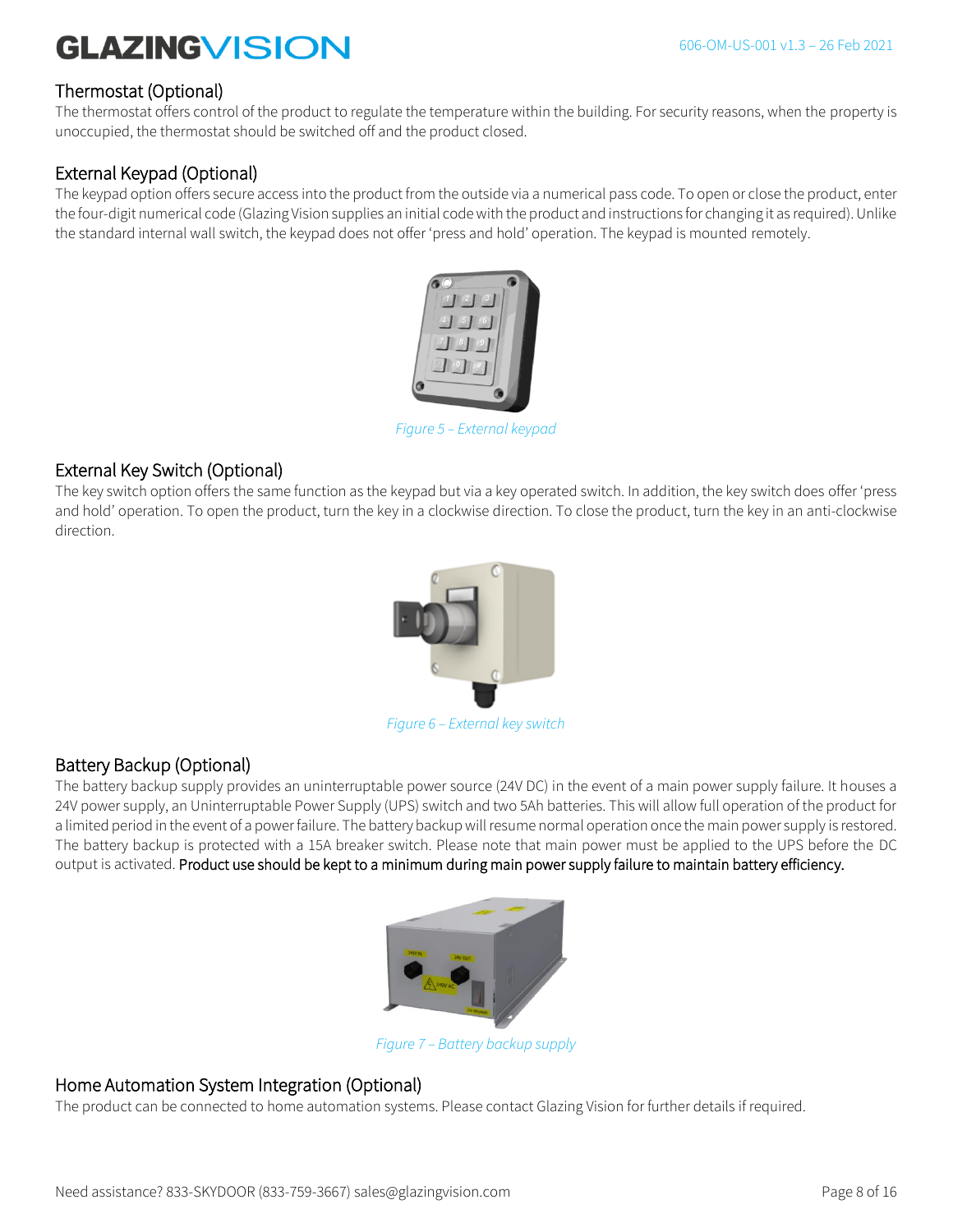## Thermostat (Optional)

The thermostat offers control of the product to regulate the temperature within the building. For security reasons, when the property is unoccupied, the thermostat should be switched off and the product closed.

## External Keypad (Optional)

The keypad option offers secure access into the product from the outside via a numerical pass code. To open or close the product, enter the four-digit numerical code (Glazing Vision supplies an initial code with the product and instructions for changing it as required). Unlike the standard internal wall switch, the keypad does not offer 'press and hold' operation. The keypad is mounted remotely.

*Figure 5 – External keypad*

## External Key Switch (Optional)

The key switch option offers the same function as the keypad but via a key operated switch. In addition, the key switch does offer 'press and hold' operation. To open the product, turn the key in a clockwise direction. To close the product, turn the key in an anti-clockwise direction.

*Figure 6 – External key switch*

## Battery Backup (Optional)

The battery backup supply provides an uninterruptable power source (24V DC) in the event of a main power supply failure. It houses a 24V power supply, an Uninterruptable Power Supply (UPS) switch and two 5Ah batteries. This will allow full operation of the product for a limited period in the event of a power failure. The battery backup will resume normal operation once the main power supply is restored. The battery backup is protected with a 15A breaker switch. Please note that main power must be applied to the UPS before the DC output is activated. **Product use should be kept to a minimum during main power supply failure to maintain battery efficiency.**

*Figure 7 – Battery backup supply*

## Home Automation System Integration (Optional)

The product can be connected to home automation systems. Please contact Glazing Vision for further details if required.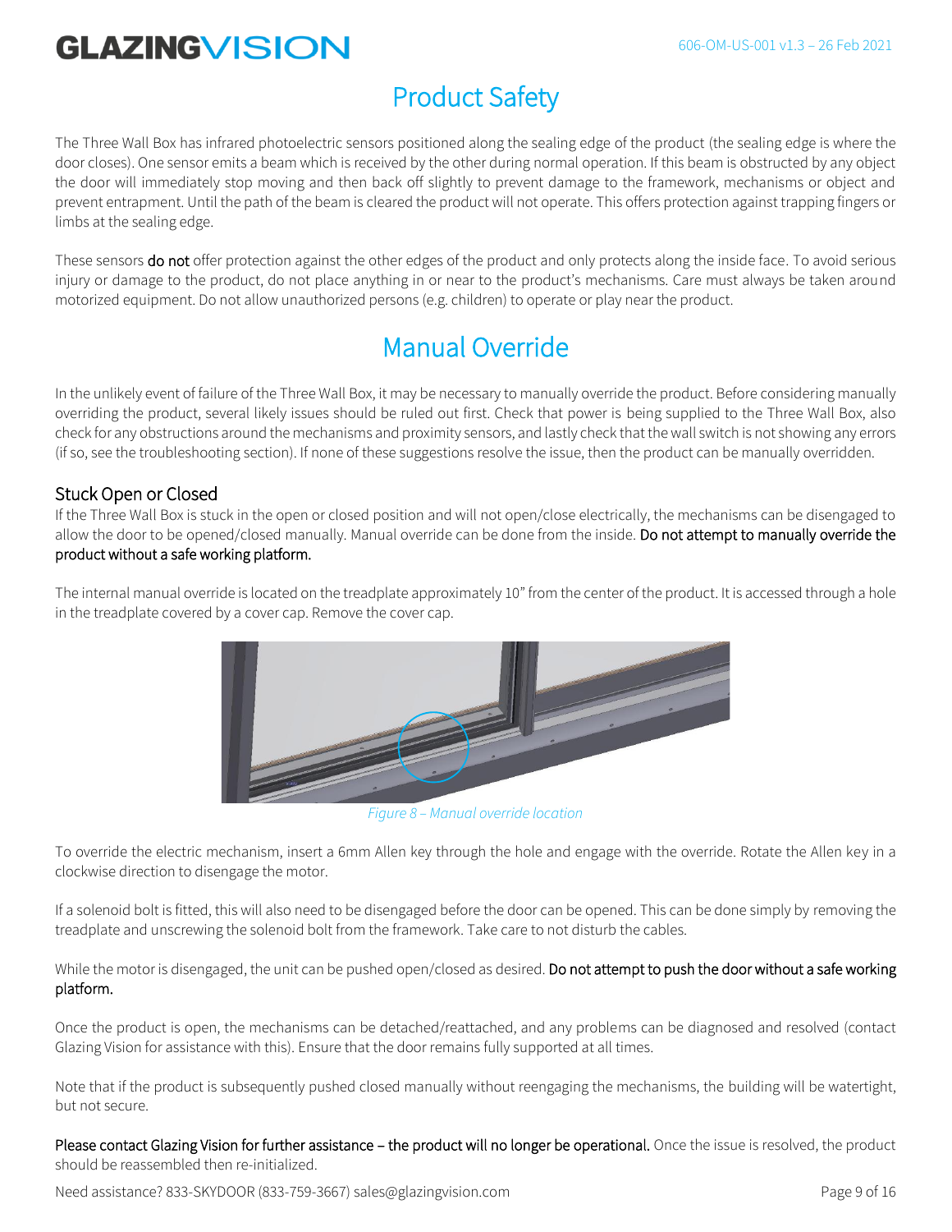# Product Safety

The Three Wall Box has infrared photoelectric sensors positioned along the sealing edge of the product (the sealing edge is where the door closes). One sensor emits a beam which is received by the other during normal operation. If this beam is obstructed by any object the door will immediately stop moving and then back off slightly to prevent damage to the framework, mechanisms or object and prevent entrapment. Until the path of the beam is cleared the product will not operate. This offers protection against trapping fingers or limbs at the sealing edge.

These sensors **do not** offer protection against the other edges of the product and only protects along the inside face. To avoid serious injury or damage to the product, do not place anything in or near to the product's mechanisms. Care must always be taken around motorized equipment. Do not allow unauthorized persons (e.g. children) to operate or play near the product.

# Manual Override

In the unlikely event of failure of the Three Wall Box, it may be necessary to manually override the product. Before considering manually overriding the product, several likely issues should be ruled out first. Check that power is being supplied to the Three Wall Box, also check for any obstructions around the mechanisms and proximity sensors, and lastly check that the wall switch is not showing any errors (if so, see the troubleshooting section). If none of these suggestions resolve the issue, then the product can be manually overridden.

## Stuck Open or Closed

If the Three Wall Box is stuck in the open or closed position and will not open/close electrically, the mechanisms can be disengaged to allow the door to be opened/closed manually. Manual override can be done from the inside. **Do not attempt to manually override the product without a safe working platform.**

The internal manual override is located on the treadplate approximately 10" from the center of the product. It is accessed through a hole in the treadplate covered by a cover cap. Remove the cover cap.

*Figure 8 – Manual override location*

To override the electric mechanism, insert a 6mm Allen key through the hole and engage with the override. Rotate the Allen key in a clockwise direction to disengage the motor.

If a solenoid bolt is fitted, this will also need to be disengaged before the door can be opened. This can be done simply by removing the treadplate and unscrewing the solenoid bolt from the framework. Take care to not disturb the cables.

While the motor is disengaged, the unit can be pushed open/closed as desired. **Do not attempt to push the door without a safe working platform.**

Once the product is open, the mechanisms can be detached/reattached, and any problems can be diagnosed and resolved (contact Glazing Vision for assistance with this). Ensure that the door remains fully supported at all times.

Note that if the product is subsequently pushed closed manually without reengaging the mechanisms, the building will be watertight, but not secure.

**Please contact Glazing Vision for further assistance – the product will no longer be operational.** Once the issue is resolved, the product should be reassembled then re-initialized.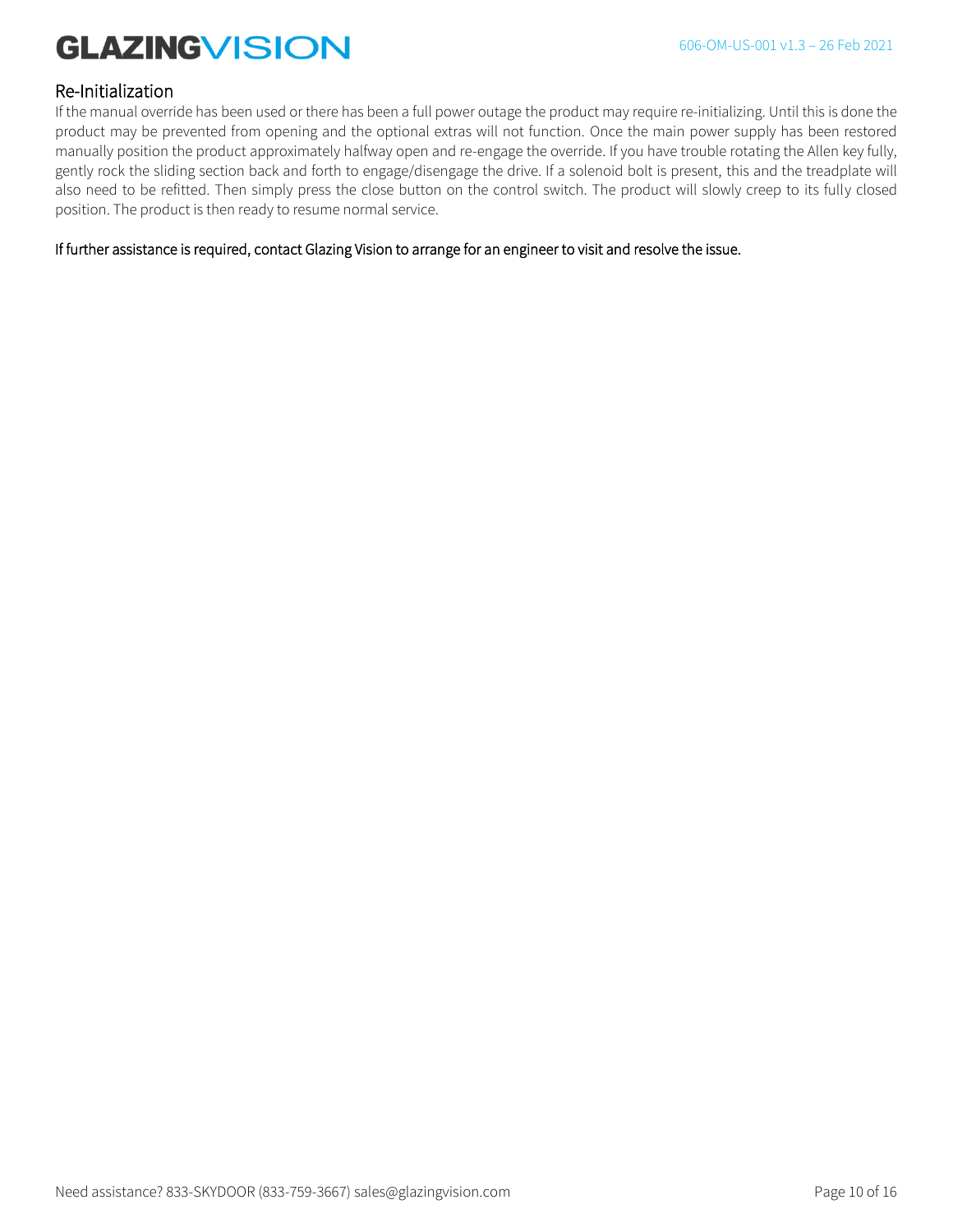## Re-Initialization

If the manual override has been used or there has been a full power outage the product may require re-initializing. Until this is done the product may be prevented from opening and the optional extras will not function. Once the main power supply has been restored manually position the product approximately halfway open and re-engage the override. If you have trouble rotating the Allen key fully, gently rock the sliding section back and forth to engage/disengage the drive. If a solenoid bolt is present, this and the treadplate will also need to be refitted. Then simply press the close button on the control switch. The product will slowly creep to its fully closed position. The product is then ready to resume normal service.

If further assistance is required, contact Glazing Vision to arrange for an engineer to visit and resolve the issue.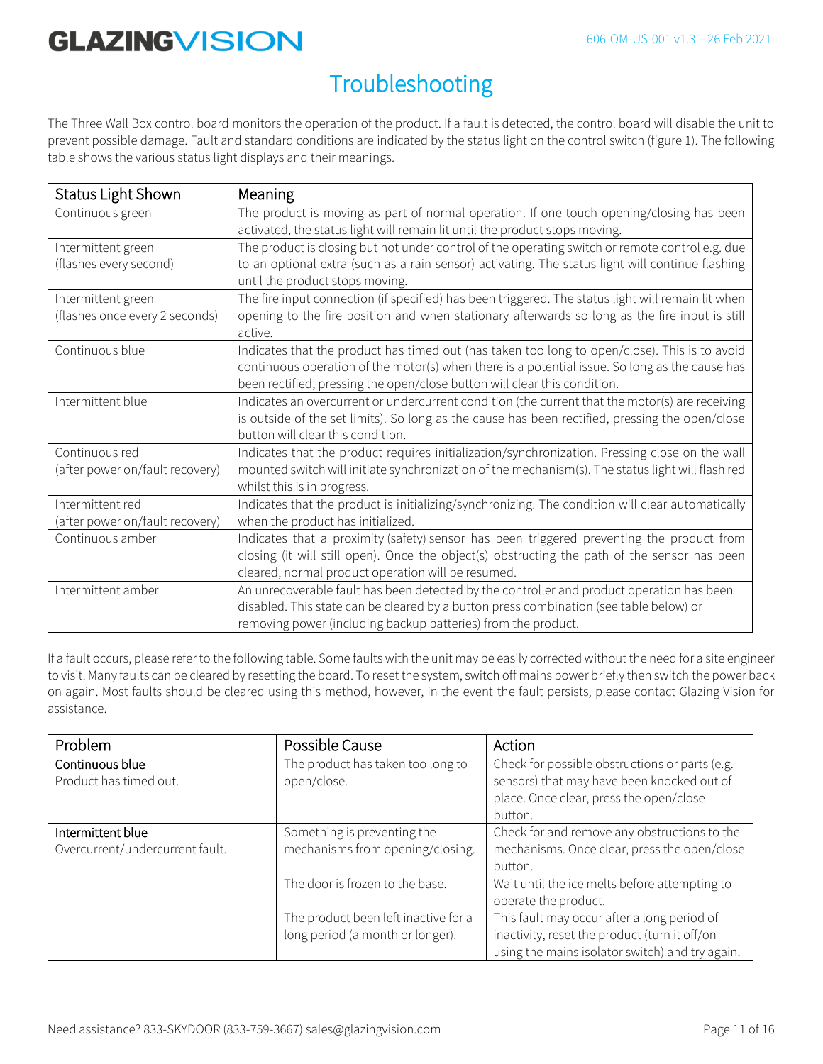# Troubleshooting

The Three Wall Box control board monitors the operation of the product. If a fault is detected, the control board will disable the unit to prevent possible damage. Fault and standard conditions are indicated by the status light on the control switch (figure 1). The following table shows the various status light displays and their meanings.

| Status Light Shown | Meaning |
| --- | --- |
| Continuous green | The product is moving as part of normal operation. If one touch opening/closing has been activated, the status light will remain lit until the product stops moving. |
| Intermittent green (flashes every second) | The product is closing but not under control of the operating switch or remote control e.g. due to an optional extra (such as a rain sensor) activating. The status light will continue flashing until the product stops moving. |
| Intermittent green (flashes once every 2 seconds) | The fire input connection (if specified) has been triggered. The status light will remain lit when opening to the fire position and when stationary afterwards so long as the fire input is still active. |
| Continuous blue | Indicates that the product has timed out (has taken too long to open/close). This is to avoid continuous operation of the motor(s) when there is a potential issue. So long as the cause has been rectified, pressing the open/close button will clear this condition. |
| Intermittent blue | Indicates an overcurrent or undercurrent condition (the current that the motor(s) are receiving is outside of the set limits). So long as the cause has been rectified, pressing the open/close button will clear this condition. |
| Continuous red (after power on/fault recovery) | Indicates that the product requires initialization/synchronization. Pressing close on the wall mounted switch will initiate synchronization of the mechanism(s). The status light will flash red whilst this is in progress. |
| Intermittent red (after power on/fault recovery) | Indicates that the product is initializing/synchronizing. The condition will clear automatically when the product has initialized. |
| Continuous amber | Indicates that a proximity (safety) sensor has been triggered preventing the product from closing (it will still open). Once the object(s) obstructing the path of the sensor has been cleared, normal product operation will be resumed. |
| Intermittent amber | An unrecoverable fault has been detected by the controller and product operation has been disabled. This state can be cleared by a button press combination (see table below) or removing power (including backup batteries) from the product. |

If a fault occurs, please refer to the following table. Some faults with the unit may be easily corrected without the need for a site engineer to visit. Many faults can be cleared by resetting the board. To reset the system, switch off mains power briefly then switch the power back on again. Most faults should be cleared using this method, however, in the event the fault persists, please contact Glazing Vision for assistance.

| Problem | Possible Cause | Action |
| --- | --- | --- |
| **Continuous blue** Product has timed out. | The product has taken too long to open/close. | Check for possible obstructions or parts (e.g. sensors) that may have been knocked out of place. Once clear, press the open/close button. |
| **Intermittent blue** Overcurrent/undercurrent fault. | Something is preventing the mechanisms from opening/closing. | Check for and remove any obstructions to the mechanisms. Once clear, press the open/close button. |
| | The door is frozen to the base. | Wait until the ice melts before attempting to operate the product. |
| | The product been left inactive for a long period (a month or longer). | This fault may occur after a long period of inactivity, reset the product (turn it off/on using the mains isolator switch) and try again. |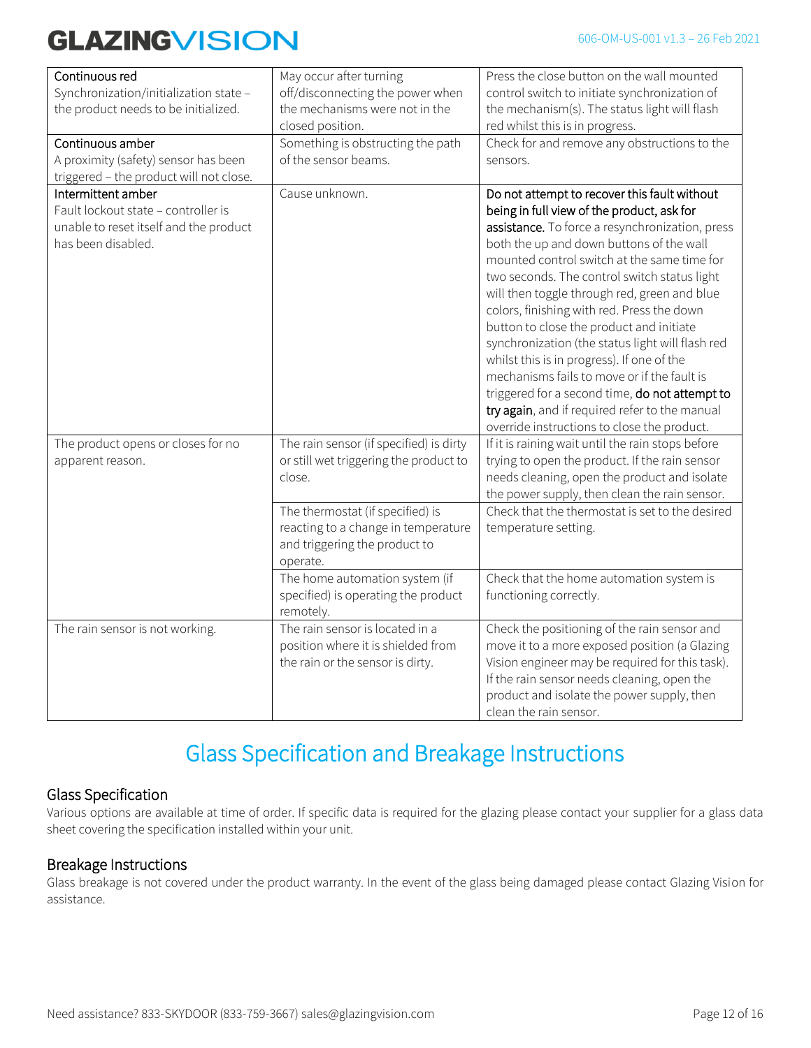| | | |
|---|---|---|
| Continuous red<br>Synchronization/initialization state – the product needs to be initialized. | May occur after turning off/disconnecting the power when the mechanisms were not in the closed position. | Press the close button on the wall mounted control switch to initiate synchronization of the mechanism(s). The status light will flash red whilst this is in progress. |
| Continuous amber<br>A proximity (safety) sensor has been triggered – the product will not close. | Something is obstructing the path of the sensor beams. | Check for and remove any obstructions to the sensors. |
| Intermittent amber<br>Fault lockout state – controller is unable to reset itself and the product has been disabled. | Cause unknown. | **Do not attempt to recover this fault without being in full view of the product, ask for assistance.** To force a resynchronization, press both the up and down buttons of the wall mounted control switch at the same time for two seconds. The control switch status light will then toggle through red, green and blue colors, finishing with red. Press the down button to close the product and initiate synchronization (the status light will flash red whilst this is in progress). If one of the mechanisms fails to move or if the fault is triggered for a second time, **do not attempt to try again**, and if required refer to the manual override instructions to close the product. |
| The product opens or closes for no apparent reason. | The rain sensor (if specified) is dirty or still wet triggering the product to close. | If it is raining wait until the rain stops before trying to open the product. If the rain sensor needs cleaning, open the product and isolate the power supply, then clean the rain sensor. |
| | The thermostat (if specified) is reacting to a change in temperature and triggering the product to operate. | Check that the thermostat is set to the desired temperature setting. |
| | The home automation system (if specified) is operating the product remotely. | Check that the home automation system is functioning correctly. |
| The rain sensor is not working. | The rain sensor is located in a position where it is shielded from the rain or the sensor is dirty. | Check the positioning of the rain sensor and move it to a more exposed position (a Glazing Vision engineer may be required for this task). If the rain sensor needs cleaning, open the product and isolate the power supply, then clean the rain sensor. |

# Glass Specification and Breakage Instructions

## Glass Specification

Various options are available at time of order. If specific data is required for the glazing please contact your supplier for a glass data sheet covering the specification installed within your unit.

## Breakage Instructions

Glass breakage is not covered under the product warranty. In the event of the glass being damaged please contact Glazing Vision for assistance.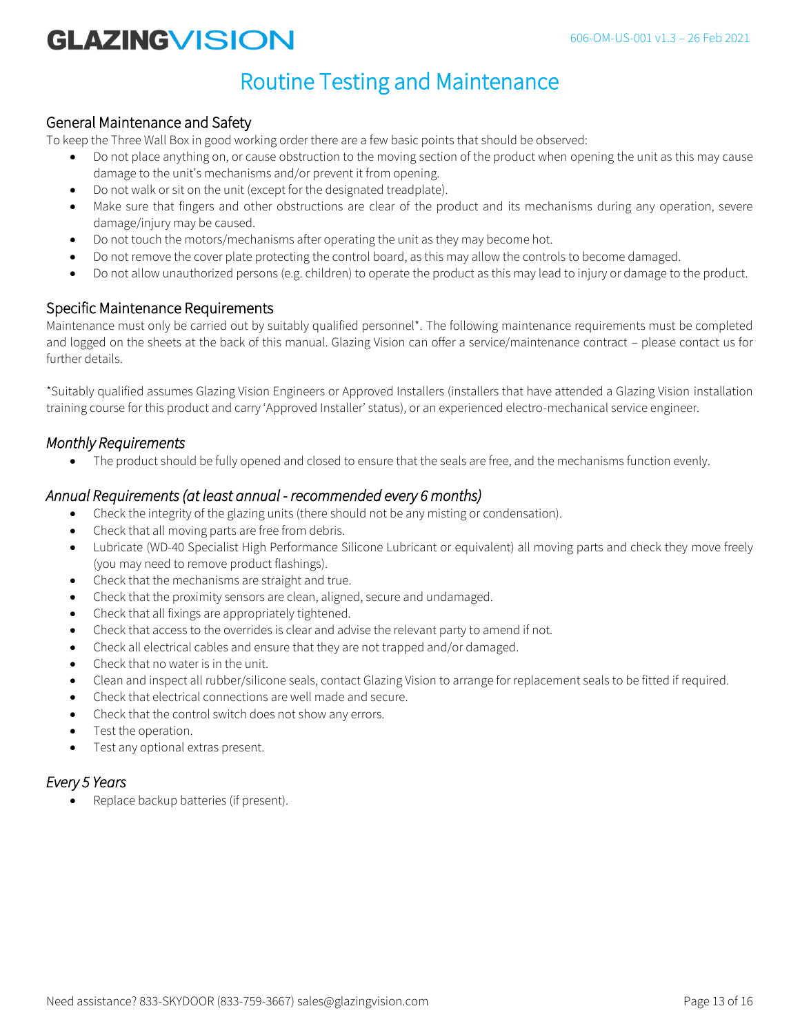# Routine Testing and Maintenance

## General Maintenance and Safety

To keep the Three Wall Box in good working order there are a few basic points that should be observed:

- Do not place anything on, or cause obstruction to the moving section of the product when opening the unit as this may cause damage to the unit's mechanisms and/or prevent it from opening.
- Do not walk or sit on the unit (except for the designated treadplate).
- Make sure that fingers and other obstructions are clear of the product and its mechanisms during any operation, severe damage/injury may be caused.
- Do not touch the motors/mechanisms after operating the unit as they may become hot.
- Do not remove the cover plate protecting the control board, as this may allow the controls to become damaged.
- Do not allow unauthorized persons (e.g. children) to operate the product as this may lead to injury or damage to the product.

## Specific Maintenance Requirements

Maintenance must only be carried out by suitably qualified personnel*. The following maintenance requirements must be completed and logged on the sheets at the back of this manual. Glazing Vision can offer a service/maintenance contract – please contact us for further details.

*Suitably qualified assumes Glazing Vision Engineers or Approved Installers (installers that have attended a Glazing Vision installation training course for this product and carry 'Approved Installer' status), or an experienced electro-mechanical service engineer.

### *Monthly Requirements*

- The product should be fully opened and closed to ensure that the seals are free, and the mechanisms function evenly.

### *Annual Requirements (at least annual - recommended every 6 months)*

- Check the integrity of the glazing units (there should not be any misting or condensation).
- Check that all moving parts are free from debris.
- Lubricate (WD-40 Specialist High Performance Silicone Lubricant or equivalent) all moving parts and check they move freely (you may need to remove product flashings).
- Check that the mechanisms are straight and true.
- Check that the proximity sensors are clean, aligned, secure and undamaged.
- Check that all fixings are appropriately tightened.
- Check that access to the overrides is clear and advise the relevant party to amend if not.
- Check all electrical cables and ensure that they are not trapped and/or damaged.
- Check that no water is in the unit.
- Clean and inspect all rubber/silicone seals, contact Glazing Vision to arrange for replacement seals to be fitted if required.
- Check that electrical connections are well made and secure.
- Check that the control switch does not show any errors.
- Test the operation.
- Test any optional extras present.

### *Every 5 Years*

- Replace backup batteries (if present).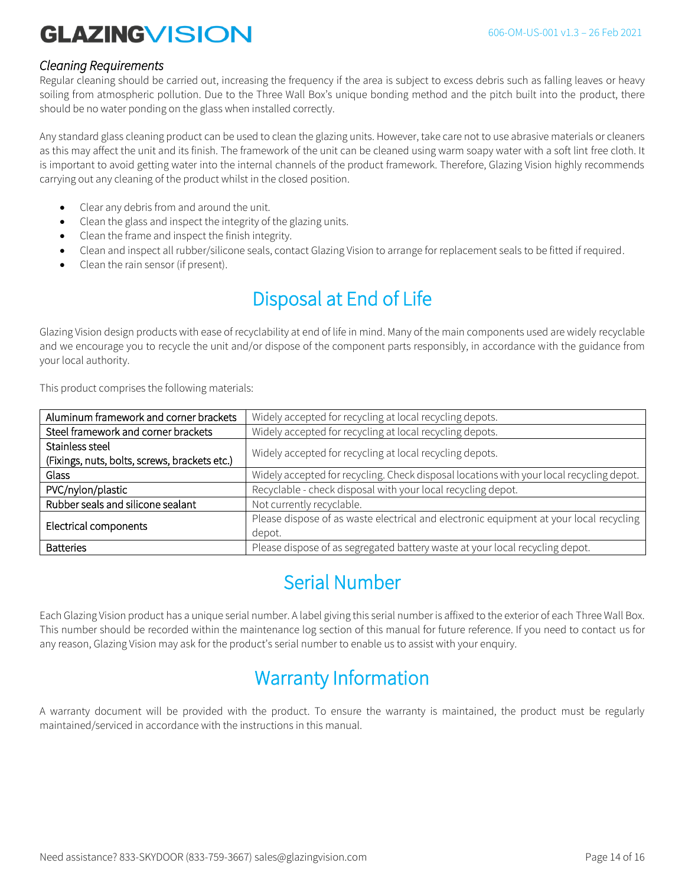### *Cleaning Requirements*

Regular cleaning should be carried out, increasing the frequency if the area is subject to excess debris such as falling leaves or heavy soiling from atmospheric pollution. Due to the Three Wall Box's unique bonding method and the pitch built into the product, there should be no water ponding on the glass when installed correctly.

Any standard glass cleaning product can be used to clean the glazing units. However, take care not to use abrasive materials or cleaners as this may affect the unit and its finish. The framework of the unit can be cleaned using warm soapy water with a soft lint free cloth. It is important to avoid getting water into the internal channels of the product framework. Therefore, Glazing Vision highly recommends carrying out any cleaning of the product whilst in the closed position.

- Clear any debris from and around the unit.
- Clean the glass and inspect the integrity of the glazing units.
- Clean the frame and inspect the finish integrity.
- Clean and inspect all rubber/silicone seals, contact Glazing Vision to arrange for replacement seals to be fitted if required.
- Clean the rain sensor (if present).

## Disposal at End of Life

Glazing Vision design products with ease of recyclability at end of life in mind. Many of the main components used are widely recyclable and we encourage you to recycle the unit and/or dispose of the component parts responsibly, in accordance with the guidance from your local authority.

This product comprises the following materials:

| Material | Disposal |
|---|---|
| Aluminum framework and corner brackets | Widely accepted for recycling at local recycling depots. |
| Steel framework and corner brackets | Widely accepted for recycling at local recycling depots. |
| Stainless steel (Fixings, nuts, bolts, screws, brackets etc.) | Widely accepted for recycling at local recycling depots. |
| Glass | Widely accepted for recycling. Check disposal locations with your local recycling depot. |
| PVC/nylon/plastic | Recyclable - check disposal with your local recycling depot. |
| Rubber seals and silicone sealant | Not currently recyclable. |
| Electrical components | Please dispose of as waste electrical and electronic equipment at your local recycling depot. |
| Batteries | Please dispose of as segregated battery waste at your local recycling depot. |

## Serial Number

Each Glazing Vision product has a unique serial number. A label giving this serial number is affixed to the exterior of each Three Wall Box. This number should be recorded within the maintenance log section of this manual for future reference. If you need to contact us for any reason, Glazing Vision may ask for the product's serial number to enable us to assist with your enquiry.

## Warranty Information

A warranty document will be provided with the product. To ensure the warranty is maintained, the product must be regularly maintained/serviced in accordance with the instructions in this manual.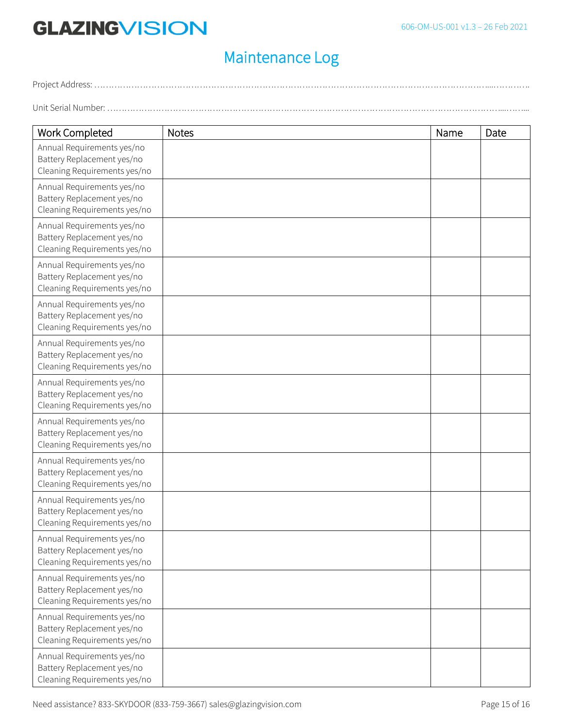# Maintenance Log

Project Address: ……………………………………………………………………………………………………………………………………………………….....…………..

Unit Serial Number: ……………………………………………………………………………………………………………………………………………………....……....

| Work Completed | Notes | Name | Date |
|---|---|---|---|
| Annual Requirements yes/no<br>Battery Replacement yes/no<br>Cleaning Requirements yes/no | | | |
| Annual Requirements yes/no<br>Battery Replacement yes/no<br>Cleaning Requirements yes/no | | | |
| Annual Requirements yes/no<br>Battery Replacement yes/no<br>Cleaning Requirements yes/no | | | |
| Annual Requirements yes/no<br>Battery Replacement yes/no<br>Cleaning Requirements yes/no | | | |
| Annual Requirements yes/no<br>Battery Replacement yes/no<br>Cleaning Requirements yes/no | | | |
| Annual Requirements yes/no<br>Battery Replacement yes/no<br>Cleaning Requirements yes/no | | | |
| Annual Requirements yes/no<br>Battery Replacement yes/no<br>Cleaning Requirements yes/no | | | |
| Annual Requirements yes/no<br>Battery Replacement yes/no<br>Cleaning Requirements yes/no | | | |
| Annual Requirements yes/no<br>Battery Replacement yes/no<br>Cleaning Requirements yes/no | | | |
| Annual Requirements yes/no<br>Battery Replacement yes/no<br>Cleaning Requirements yes/no | | | |
| Annual Requirements yes/no<br>Battery Replacement yes/no<br>Cleaning Requirements yes/no | | | |
| Annual Requirements yes/no<br>Battery Replacement yes/no<br>Cleaning Requirements yes/no | | | |
| Annual Requirements yes/no<br>Battery Replacement yes/no<br>Cleaning Requirements yes/no | | | |
| Annual Requirements yes/no<br>Battery Replacement yes/no<br>Cleaning Requirements yes/no | | | |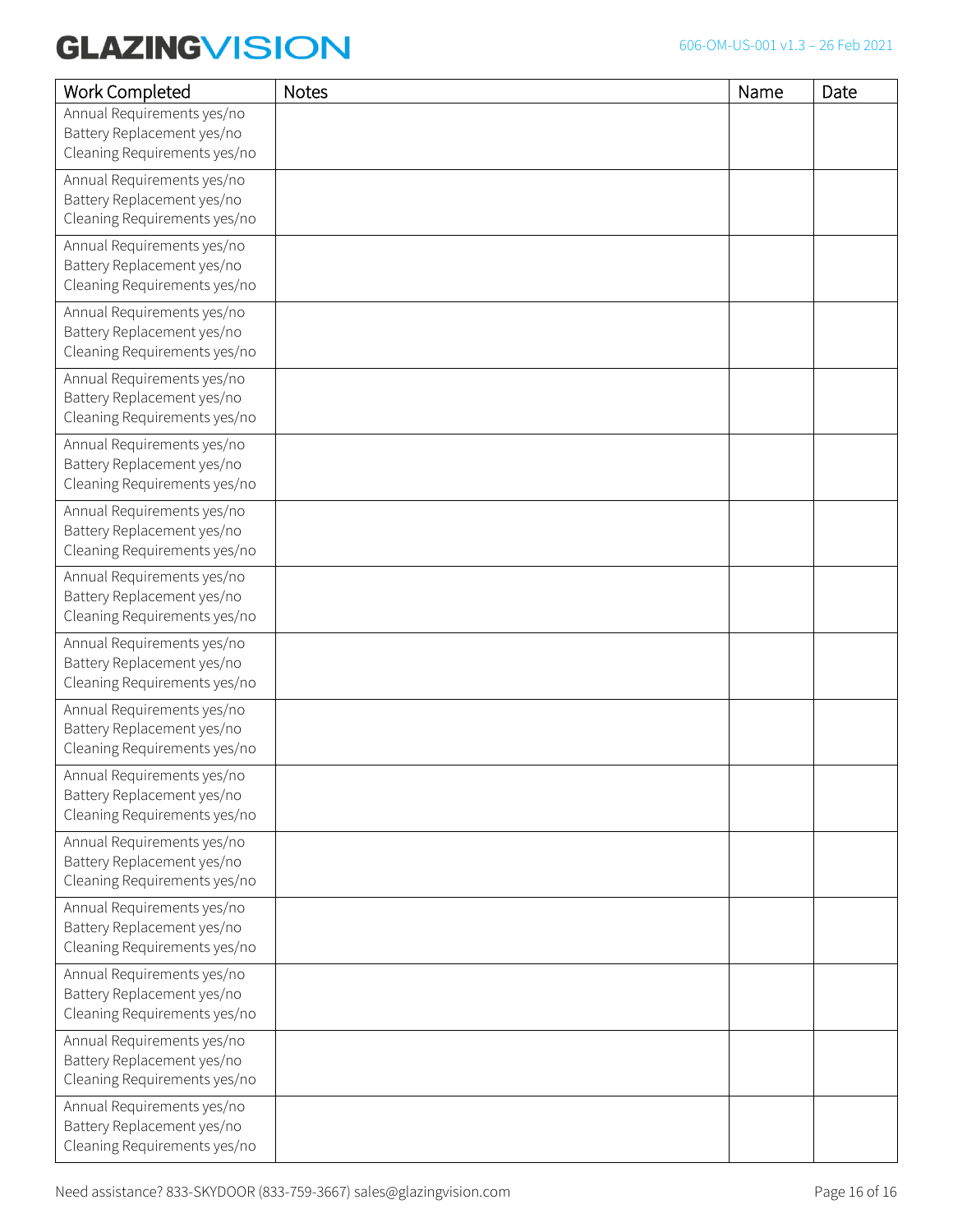| Work Completed | Notes | Name | Date |
|---|---|---|---|
| Annual Requirements yes/no<br>Battery Replacement yes/no<br>Cleaning Requirements yes/no | | | |
| Annual Requirements yes/no<br>Battery Replacement yes/no<br>Cleaning Requirements yes/no | | | |
| Annual Requirements yes/no<br>Battery Replacement yes/no<br>Cleaning Requirements yes/no | | | |
| Annual Requirements yes/no<br>Battery Replacement yes/no<br>Cleaning Requirements yes/no | | | |
| Annual Requirements yes/no<br>Battery Replacement yes/no<br>Cleaning Requirements yes/no | | | |
| Annual Requirements yes/no<br>Battery Replacement yes/no<br>Cleaning Requirements yes/no | | | |
| Annual Requirements yes/no<br>Battery Replacement yes/no<br>Cleaning Requirements yes/no | | | |
| Annual Requirements yes/no<br>Battery Replacement yes/no<br>Cleaning Requirements yes/no | | | |
| Annual Requirements yes/no<br>Battery Replacement yes/no<br>Cleaning Requirements yes/no | | | |
| Annual Requirements yes/no<br>Battery Replacement yes/no<br>Cleaning Requirements yes/no | | | |
| Annual Requirements yes/no<br>Battery Replacement yes/no<br>Cleaning Requirements yes/no | | | |
| Annual Requirements yes/no<br>Battery Replacement yes/no<br>Cleaning Requirements yes/no | | | |
| Annual Requirements yes/no<br>Battery Replacement yes/no<br>Cleaning Requirements yes/no | | | |
| Annual Requirements yes/no<br>Battery Replacement yes/no<br>Cleaning Requirements yes/no | | | |
| Annual Requirements yes/no<br>Battery Replacement yes/no<br>Cleaning Requirements yes/no | | | |
| Annual Requirements yes/no<br>Battery Replacement yes/no<br>Cleaning Requirements yes/no | | | |

Need assistance? 833-SKYDOOR (833-759-3667) sales@glazingvision.com